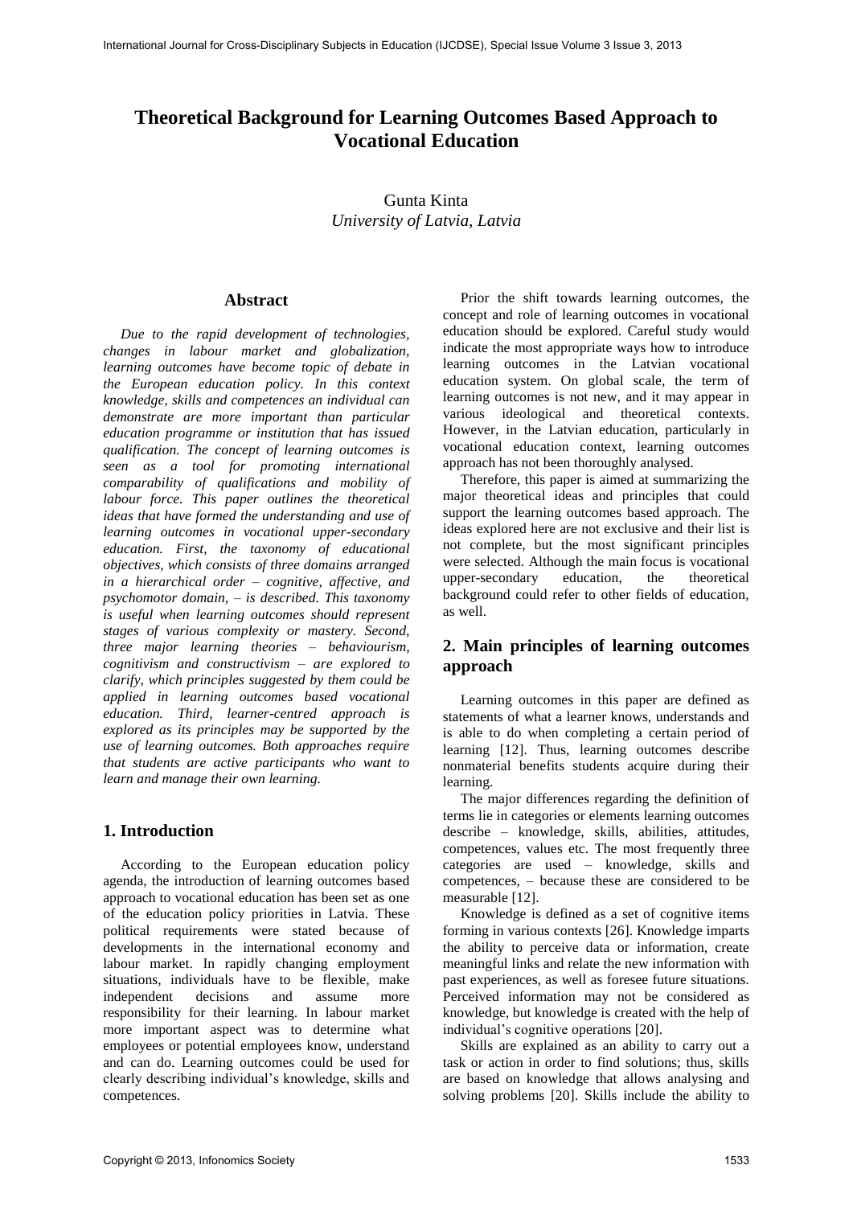# Theoretical Background for Learning Outcomes Based Approach to Vocational Education

Gunta Kinta
*University of Latvia, Latvia*

## Abstract

*Due to the rapid development of technologies, changes in labour market and globalization, learning outcomes have become topic of debate in the European education policy. In this context knowledge, skills and competences an individual can demonstrate are more important than particular education programme or institution that has issued qualification. The concept of learning outcomes is seen as a tool for promoting international comparability of qualifications and mobility of labour force. This paper outlines the theoretical ideas that have formed the understanding and use of learning outcomes in vocational upper-secondary education. First, the taxonomy of educational objectives, which consists of three domains arranged in a hierarchical order – cognitive, affective, and psychomotor domain, – is described. This taxonomy is useful when learning outcomes should represent stages of various complexity or mastery. Second, three major learning theories – behaviourism, cognitivism and constructivism – are explored to clarify, which principles suggested by them could be applied in learning outcomes based vocational education. Third, learner-centred approach is explored as its principles may be supported by the use of learning outcomes. Both approaches require that students are active participants who want to learn and manage their own learning.*

## 1. Introduction

According to the European education policy agenda, the introduction of learning outcomes based approach to vocational education has been set as one of the education policy priorities in Latvia. These political requirements were stated because of developments in the international economy and labour market. In rapidly changing employment situations, individuals have to be flexible, make independent decisions and assume more responsibility for their learning. In labour market more important aspect was to determine what employees or potential employees know, understand and can do. Learning outcomes could be used for clearly describing individual's knowledge, skills and competences.

Prior the shift towards learning outcomes, the concept and role of learning outcomes in vocational education should be explored. Careful study would indicate the most appropriate ways how to introduce learning outcomes in the Latvian vocational education system. On global scale, the term of learning outcomes is not new, and it may appear in various ideological and theoretical contexts. However, in the Latvian education, particularly in vocational education context, learning outcomes approach has not been thoroughly analysed.

Therefore, this paper is aimed at summarizing the major theoretical ideas and principles that could support the learning outcomes based approach. The ideas explored here are not exclusive and their list is not complete, but the most significant principles were selected. Although the main focus is vocational upper-secondary education, the theoretical background could refer to other fields of education, as well.

## 2. Main principles of learning outcomes approach

Learning outcomes in this paper are defined as statements of what a learner knows, understands and is able to do when completing a certain period of learning [12]. Thus, learning outcomes describe nonmaterial benefits students acquire during their learning.

The major differences regarding the definition of terms lie in categories or elements learning outcomes describe – knowledge, skills, abilities, attitudes, competences, values etc. The most frequently three categories are used – knowledge, skills and competences, – because these are considered to be measurable [12].

Knowledge is defined as a set of cognitive items forming in various contexts [26]. Knowledge imparts the ability to perceive data or information, create meaningful links and relate the new information with past experiences, as well as foresee future situations. Perceived information may not be considered as knowledge, but knowledge is created with the help of individual's cognitive operations [20].

Skills are explained as an ability to carry out a task or action in order to find solutions; thus, skills are based on knowledge that allows analysing and solving problems [20]. Skills include the ability to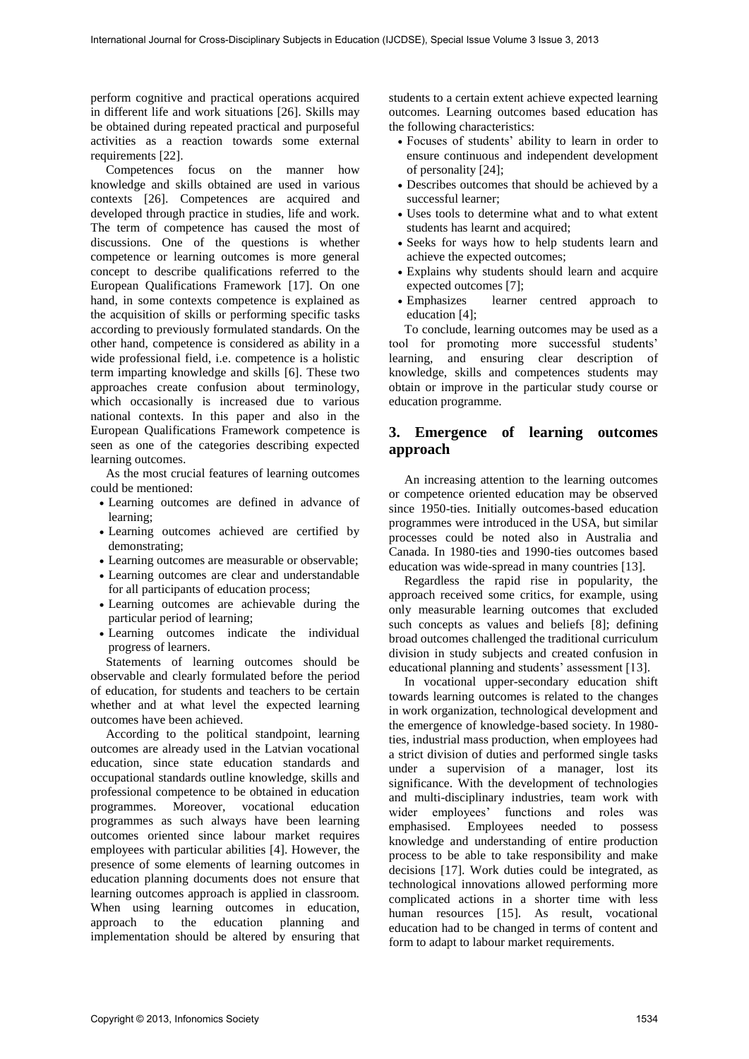perform cognitive and practical operations acquired in different life and work situations [26]. Skills may be obtained during repeated practical and purposeful activities as a reaction towards some external requirements [22].

Competences focus on the manner how knowledge and skills obtained are used in various contexts [26]. Competences are acquired and developed through practice in studies, life and work. The term of competence has caused the most of discussions. One of the questions is whether competence or learning outcomes is more general concept to describe qualifications referred to the European Qualifications Framework [17]. On one hand, in some contexts competence is explained as the acquisition of skills or performing specific tasks according to previously formulated standards. On the other hand, competence is considered as ability in a wide professional field, i.e. competence is a holistic term imparting knowledge and skills [6]. These two approaches create confusion about terminology, which occasionally is increased due to various national contexts. In this paper and also in the European Qualifications Framework competence is seen as one of the categories describing expected learning outcomes.

As the most crucial features of learning outcomes could be mentioned:

- Learning outcomes are defined in advance of learning;
- Learning outcomes achieved are certified by demonstrating;
- Learning outcomes are measurable or observable;
- Learning outcomes are clear and understandable for all participants of education process;
- Learning outcomes are achievable during the particular period of learning;
- Learning outcomes indicate the individual progress of learners.

Statements of learning outcomes should be observable and clearly formulated before the period of education, for students and teachers to be certain whether and at what level the expected learning outcomes have been achieved.

According to the political standpoint, learning outcomes are already used in the Latvian vocational education, since state education standards and occupational standards outline knowledge, skills and professional competence to be obtained in education programmes. Moreover, vocational education programmes as such always have been learning outcomes oriented since labour market requires employees with particular abilities [4]. However, the presence of some elements of learning outcomes in education planning documents does not ensure that learning outcomes approach is applied in classroom. When using learning outcomes in education, approach to the education planning and implementation should be altered by ensuring that students to a certain extent achieve expected learning outcomes. Learning outcomes based education has the following characteristics:

- Focuses of students' ability to learn in order to ensure continuous and independent development of personality [24];
- Describes outcomes that should be achieved by a successful learner;
- Uses tools to determine what and to what extent students has learnt and acquired;
- Seeks for ways how to help students learn and achieve the expected outcomes;
- Explains why students should learn and acquire expected outcomes [7];
- Emphasizes learner centred approach to education [4];

To conclude, learning outcomes may be used as a tool for promoting more successful students' learning, and ensuring clear description of knowledge, skills and competences students may obtain or improve in the particular study course or education programme.

## 3. Emergence of learning outcomes approach

An increasing attention to the learning outcomes or competence oriented education may be observed since 1950-ties. Initially outcomes-based education programmes were introduced in the USA, but similar processes could be noted also in Australia and Canada. In 1980-ties and 1990-ties outcomes based education was wide-spread in many countries [13].

Regardless the rapid rise in popularity, the approach received some critics, for example, using only measurable learning outcomes that excluded such concepts as values and beliefs [8]; defining broad outcomes challenged the traditional curriculum division in study subjects and created confusion in educational planning and students' assessment [13].

In vocational upper-secondary education shift towards learning outcomes is related to the changes in work organization, technological development and the emergence of knowledge-based society. In 1980-ties, industrial mass production, when employees had a strict division of duties and performed single tasks under a supervision of a manager, lost its significance. With the development of technologies and multi-disciplinary industries, team work with wider employees' functions and roles was emphasised. Employees needed to possess knowledge and understanding of entire production process to be able to take responsibility and make decisions [17]. Work duties could be integrated, as technological innovations allowed performing more complicated actions in a shorter time with less human resources [15]. As result, vocational education had to be changed in terms of content and form to adapt to labour market requirements.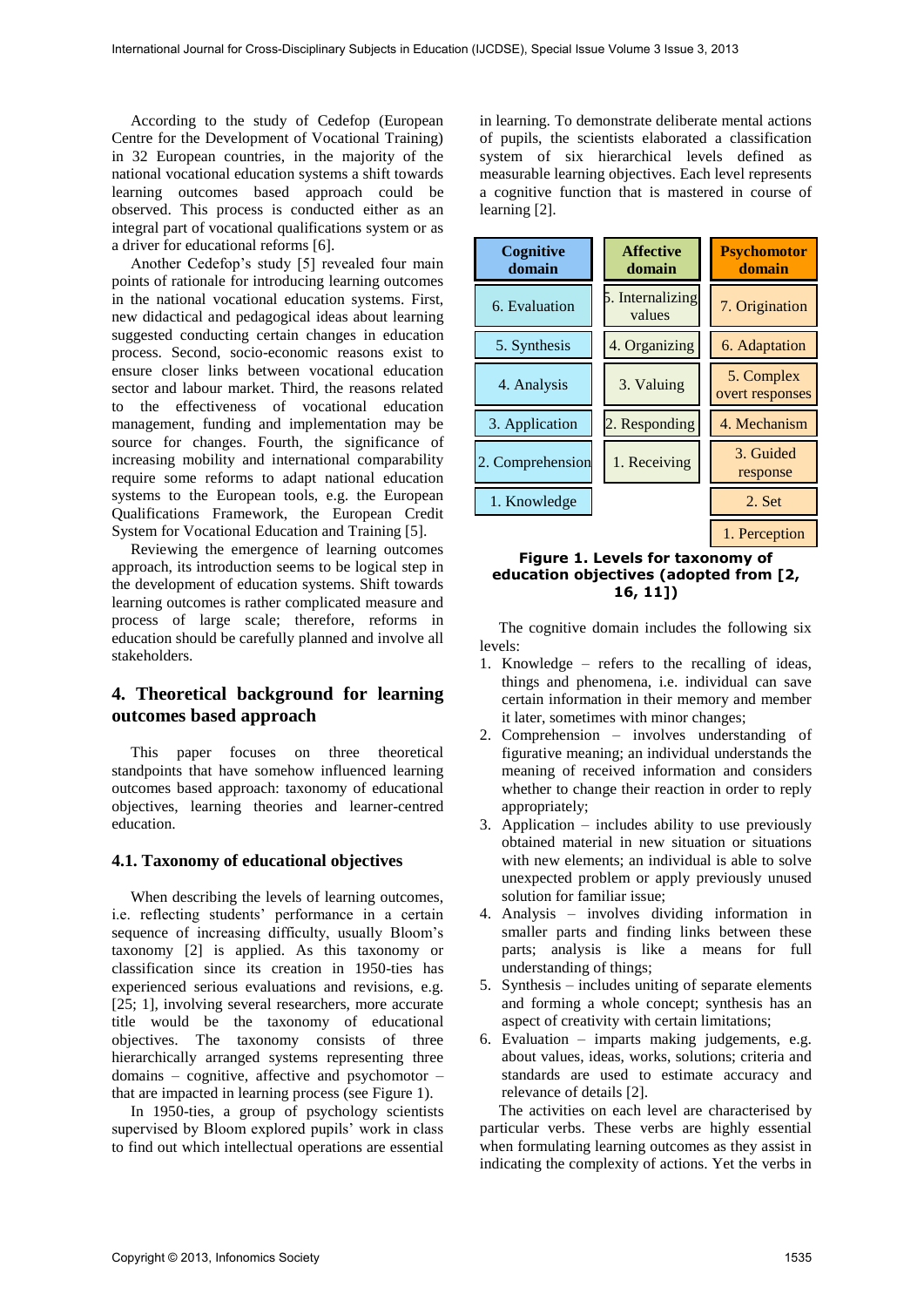According to the study of Cedefop (European Centre for the Development of Vocational Training) in 32 European countries, in the majority of the national vocational education systems a shift towards learning outcomes based approach could be observed. This process is conducted either as an integral part of vocational qualifications system or as a driver for educational reforms [6].

Another Cedefop's study [5] revealed four main points of rationale for introducing learning outcomes in the national vocational education systems. First, new didactical and pedagogical ideas about learning suggested conducting certain changes in education process. Second, socio-economic reasons exist to ensure closer links between vocational education sector and labour market. Third, the reasons related to the effectiveness of vocational education management, funding and implementation may be source for changes. Fourth, the significance of increasing mobility and international comparability require some reforms to adapt national education systems to the European tools, e.g. the European Qualifications Framework, the European Credit System for Vocational Education and Training [5].

Reviewing the emergence of learning outcomes approach, its introduction seems to be logical step in the development of education systems. Shift towards learning outcomes is rather complicated measure and process of large scale; therefore, reforms in education should be carefully planned and involve all stakeholders.

## 4. Theoretical background for learning outcomes based approach

This paper focuses on three theoretical standpoints that have somehow influenced learning outcomes based approach: taxonomy of educational objectives, learning theories and learner-centred education.

### 4.1. Taxonomy of educational objectives

When describing the levels of learning outcomes, i.e. reflecting students' performance in a certain sequence of increasing difficulty, usually Bloom's taxonomy [2] is applied. As this taxonomy or classification since its creation in 1950-ties has experienced serious evaluations and revisions, e.g. [25; 1], involving several researchers, more accurate title would be the taxonomy of educational objectives. The taxonomy consists of three hierarchically arranged systems representing three domains – cognitive, affective and psychomotor – that are impacted in learning process (see Figure 1).

In 1950-ties, a group of psychology scientists supervised by Bloom explored pupils' work in class to find out which intellectual operations are essential in learning. To demonstrate deliberate mental actions of pupils, the scientists elaborated a classification system of six hierarchical levels defined as measurable learning objectives. Each level represents a cognitive function that is mastered in course of learning [2].

| Cognitive domain | Affective domain | Psychomotor domain |
|---|---|---|
| 6. Evaluation | 5. Internalizing values | 7. Origination |
| 5. Synthesis | 4. Organizing | 6. Adaptation |
| 4. Analysis | 3. Valuing | 5. Complex overt responses |
| 3. Application | 2. Responding | 4. Mechanism |
| 2. Comprehension | 1. Receiving | 3. Guided response |
| 1. Knowledge | | 2. Set |
| | | 1. Perception |

**Figure 1. Levels for taxonomy of education objectives (adopted from [2, 16, 11])**

The cognitive domain includes the following six levels:

1. Knowledge – refers to the recalling of ideas, things and phenomena, i.e. individual can save certain information in their memory and member it later, sometimes with minor changes;
2. Comprehension – involves understanding of figurative meaning; an individual understands the meaning of received information and considers whether to change their reaction in order to reply appropriately;
3. Application – includes ability to use previously obtained material in new situation or situations with new elements; an individual is able to solve unexpected problem or apply previously unused solution for familiar issue;
4. Analysis – involves dividing information in smaller parts and finding links between these parts; analysis is like a means for full understanding of things;
5. Synthesis – includes uniting of separate elements and forming a whole concept; synthesis has an aspect of creativity with certain limitations;
6. Evaluation – imparts making judgements, e.g. about values, ideas, works, solutions; criteria and standards are used to estimate accuracy and relevance of details [2].

The activities on each level are characterised by particular verbs. These verbs are highly essential when formulating learning outcomes as they assist in indicating the complexity of actions. Yet the verbs in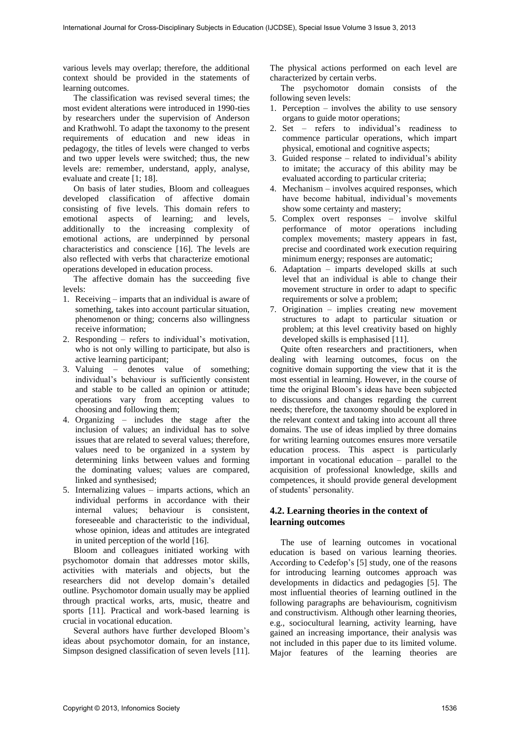various levels may overlap; therefore, the additional context should be provided in the statements of learning outcomes.

The classification was revised several times; the most evident alterations were introduced in 1990-ties by researchers under the supervision of Anderson and Krathwohl. To adapt the taxonomy to the present requirements of education and new ideas in pedagogy, the titles of levels were changed to verbs and two upper levels were switched; thus, the new levels are: remember, understand, apply, analyse, evaluate and create [1; 18].

On basis of later studies, Bloom and colleagues developed classification of affective domain consisting of five levels. This domain refers to emotional aspects of learning; and levels, additionally to the increasing complexity of emotional actions, are underpinned by personal characteristics and conscience [16]. The levels are also reflected with verbs that characterize emotional operations developed in education process.

The affective domain has the succeeding five levels:

1. Receiving – imparts that an individual is aware of something, takes into account particular situation, phenomenon or thing; concerns also willingness receive information;
2. Responding – refers to individual's motivation, who is not only willing to participate, but also is active learning participant;
3. Valuing – denotes value of something; individual's behaviour is sufficiently consistent and stable to be called an opinion or attitude; operations vary from accepting values to choosing and following them;
4. Organizing – includes the stage after the inclusion of values; an individual has to solve issues that are related to several values; therefore, values need to be organized in a system by determining links between values and forming the dominating values; values are compared, linked and synthesised;
5. Internalizing values – imparts actions, which an individual performs in accordance with their internal values; behaviour is consistent, foreseeable and characteristic to the individual, whose opinion, ideas and attitudes are integrated in united perception of the world [16].

Bloom and colleagues initiated working with psychomotor domain that addresses motor skills, activities with materials and objects, but the researchers did not develop domain's detailed outline. Psychomotor domain usually may be applied through practical works, arts, music, theatre and sports [11]. Practical and work-based learning is crucial in vocational education.

Several authors have further developed Bloom's ideas about psychomotor domain, for an instance, Simpson designed classification of seven levels [11]. The physical actions performed on each level are characterized by certain verbs.

The psychomotor domain consists of the following seven levels:

1. Perception – involves the ability to use sensory organs to guide motor operations;
2. Set – refers to individual's readiness to commence particular operations, which impart physical, emotional and cognitive aspects;
3. Guided response – related to individual's ability to imitate; the accuracy of this ability may be evaluated according to particular criteria;
4. Mechanism – involves acquired responses, which have become habitual, individual's movements show some certainty and mastery;
5. Complex overt responses – involve skilful performance of motor operations including complex movements; mastery appears in fast, precise and coordinated work execution requiring minimum energy; responses are automatic;
6. Adaptation – imparts developed skills at such level that an individual is able to change their movement structure in order to adapt to specific requirements or solve a problem;
7. Origination – implies creating new movement structures to adapt to particular situation or problem; at this level creativity based on highly developed skills is emphasised [11].

Quite often researchers and practitioners, when dealing with learning outcomes, focus on the cognitive domain supporting the view that it is the most essential in learning. However, in the course of time the original Bloom's ideas have been subjected to discussions and changes regarding the current needs; therefore, the taxonomy should be explored in the relevant context and taking into account all three domains. The use of ideas implied by three domains for writing learning outcomes ensures more versatile education process. This aspect is particularly important in vocational education – parallel to the acquisition of professional knowledge, skills and competences, it should provide general development of students' personality.

### 4.2. Learning theories in the context of learning outcomes

The use of learning outcomes in vocational education is based on various learning theories. According to Cedefop's [5] study, one of the reasons for introducing learning outcomes approach was developments in didactics and pedagogies [5]. The most influential theories of learning outlined in the following paragraphs are behaviourism, cognitivism and constructivism. Although other learning theories, e.g., sociocultural learning, activity learning, have gained an increasing importance, their analysis was not included in this paper due to its limited volume. Major features of the learning theories are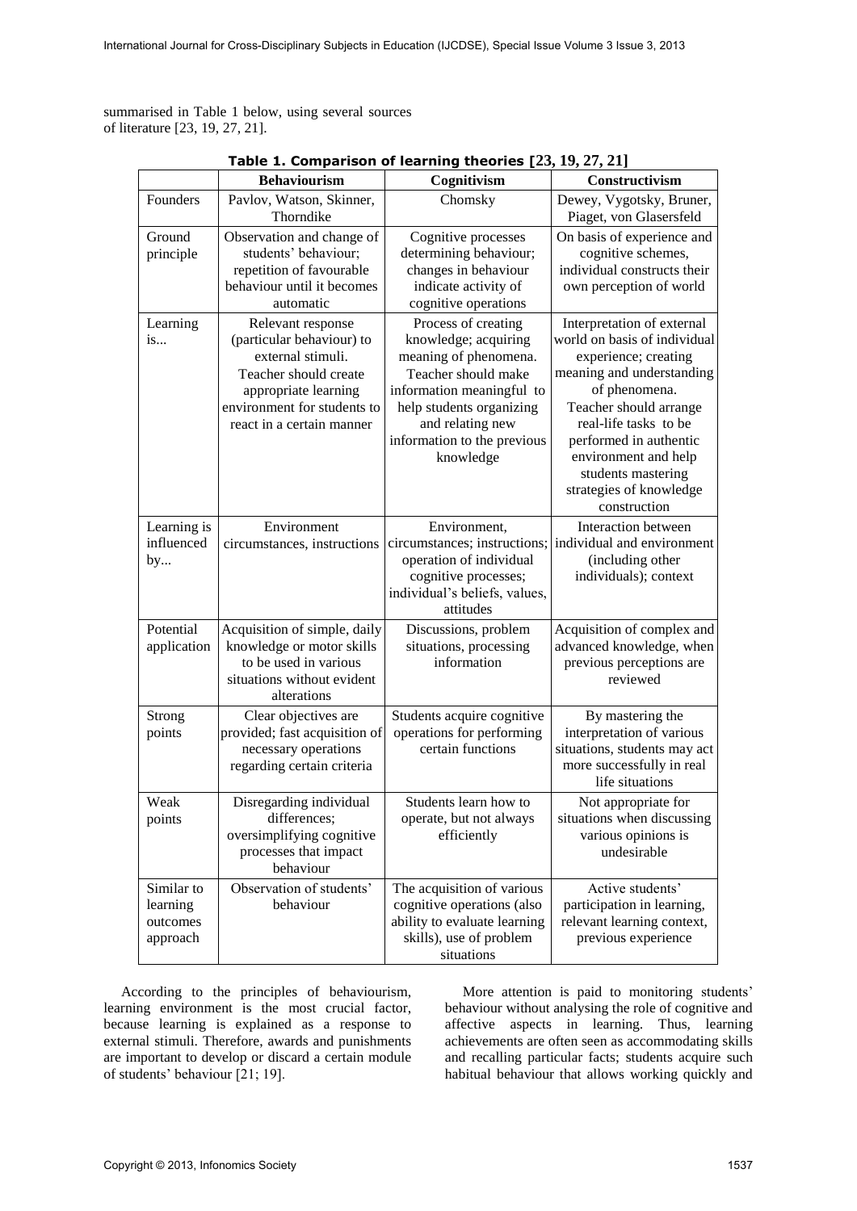summarised in Table 1 below, using several sources of literature [23, 19, 27, 21].

**Table 1. Comparison of learning theories [23, 19, 27, 21]**

| | Behaviourism | Cognitivism | Constructivism |
|---|---|---|---|
| Founders | Pavlov, Watson, Skinner, Thorndike | Chomsky | Dewey, Vygotsky, Bruner, Piaget, von Glasersfeld |
| Ground principle | Observation and change of students' behaviour; repetition of favourable behaviour until it becomes automatic | Cognitive processes determining behaviour; changes in behaviour indicate activity of cognitive operations | On basis of experience and cognitive schemes, individual constructs their own perception of world |
| Learning is... | Relevant response (particular behaviour) to external stimuli. Teacher should create appropriate learning environment for students to react in a certain manner | Process of creating knowledge; acquiring meaning of phenomena. Teacher should make information meaningful to help students organizing and relating new information to the previous knowledge | Interpretation of external world on basis of individual experience; creating meaning and understanding of phenomena. Teacher should arrange real-life tasks to be performed in authentic environment and help students mastering strategies of knowledge construction |
| Learning is influenced by... | Environment circumstances, instructions | Environment, circumstances; instructions; operation of individual cognitive processes; individual's beliefs, values, attitudes | Interaction between individual and environment (including other individuals); context |
| Potential application | Acquisition of simple, daily knowledge or motor skills to be used in various situations without evident alterations | Discussions, problem situations, processing information | Acquisition of complex and advanced knowledge, when previous perceptions are reviewed |
| Strong points | Clear objectives are provided; fast acquisition of necessary operations regarding certain criteria | Students acquire cognitive operations for performing certain functions | By mastering the interpretation of various situations, students may act more successfully in real life situations |
| Weak points | Disregarding individual differences; oversimplifying cognitive processes that impact behaviour | Students learn how to operate, but not always efficiently | Not appropriate for situations when discussing various opinions is undesirable |
| Similar to learning outcomes approach | Observation of students' behaviour | The acquisition of various cognitive operations (also ability to evaluate learning skills), use of problem situations | Active students' participation in learning, relevant learning context, previous experience |

According to the principles of behaviourism, learning environment is the most crucial factor, because learning is explained as a response to external stimuli. Therefore, awards and punishments are important to develop or discard a certain module of students' behaviour [21; 19].

More attention is paid to monitoring students' behaviour without analysing the role of cognitive and affective aspects in learning. Thus, learning achievements are often seen as accommodating skills and recalling particular facts; students acquire such habitual behaviour that allows working quickly and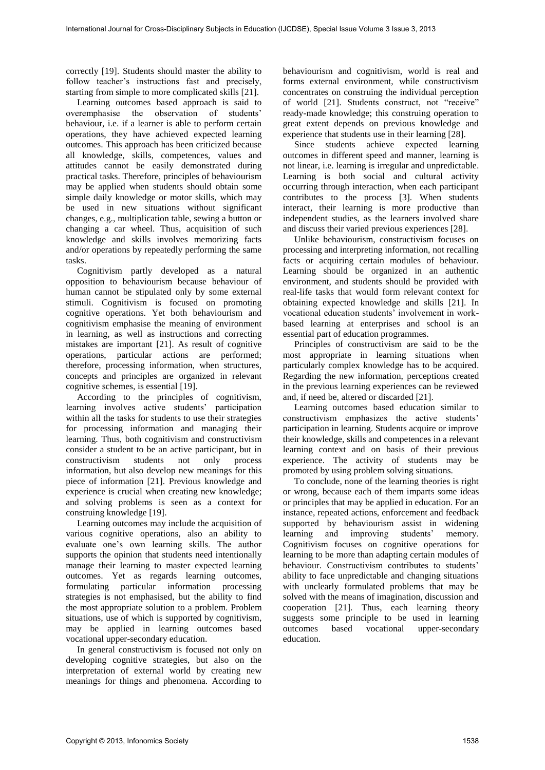correctly [19]. Students should master the ability to follow teacher's instructions fast and precisely, starting from simple to more complicated skills [21].

Learning outcomes based approach is said to overemphasise the observation of students' behaviour, i.e. if a learner is able to perform certain operations, they have achieved expected learning outcomes. This approach has been criticized because all knowledge, skills, competences, values and attitudes cannot be easily demonstrated during practical tasks. Therefore, principles of behaviourism may be applied when students should obtain some simple daily knowledge or motor skills, which may be used in new situations without significant changes, e.g., multiplication table, sewing a button or changing a car wheel. Thus, acquisition of such knowledge and skills involves memorizing facts and/or operations by repeatedly performing the same tasks.

Cognitivism partly developed as a natural opposition to behaviourism because behaviour of human cannot be stipulated only by some external stimuli. Cognitivism is focused on promoting cognitive operations. Yet both behaviourism and cognitivism emphasise the meaning of environment in learning, as well as instructions and correcting mistakes are important [21]. As result of cognitive operations, particular actions are performed; therefore, processing information, when structures, concepts and principles are organized in relevant cognitive schemes, is essential [19].

According to the principles of cognitivism, learning involves active students' participation within all the tasks for students to use their strategies for processing information and managing their learning. Thus, both cognitivism and constructivism consider a student to be an active participant, but in constructivism students not only process information, but also develop new meanings for this piece of information [21]. Previous knowledge and experience is crucial when creating new knowledge; and solving problems is seen as a context for construing knowledge [19].

Learning outcomes may include the acquisition of various cognitive operations, also an ability to evaluate one's own learning skills. The author supports the opinion that students need intentionally manage their learning to master expected learning outcomes. Yet as regards learning outcomes, formulating particular information processing strategies is not emphasised, but the ability to find the most appropriate solution to a problem. Problem situations, use of which is supported by cognitivism, may be applied in learning outcomes based vocational upper-secondary education.

In general constructivism is focused not only on developing cognitive strategies, but also on the interpretation of external world by creating new meanings for things and phenomena. According to behaviourism and cognitivism, world is real and forms external environment, while constructivism concentrates on construing the individual perception of world [21]. Students construct, not "receive" ready-made knowledge; this construing operation to great extent depends on previous knowledge and experience that students use in their learning [28].

Since students achieve expected learning outcomes in different speed and manner, learning is not linear, i.e. learning is irregular and unpredictable. Learning is both social and cultural activity occurring through interaction, when each participant contributes to the process [3]. When students interact, their learning is more productive than independent studies, as the learners involved share and discuss their varied previous experiences [28].

Unlike behaviourism, constructivism focuses on processing and interpreting information, not recalling facts or acquiring certain modules of behaviour. Learning should be organized in an authentic environment, and students should be provided with real-life tasks that would form relevant context for obtaining expected knowledge and skills [21]. In vocational education students' involvement in work-based learning at enterprises and school is an essential part of education programmes.

Principles of constructivism are said to be the most appropriate in learning situations when particularly complex knowledge has to be acquired. Regarding the new information, perceptions created in the previous learning experiences can be reviewed and, if need be, altered or discarded [21].

Learning outcomes based education similar to constructivism emphasizes the active students' participation in learning. Students acquire or improve their knowledge, skills and competences in a relevant learning context and on basis of their previous experience. The activity of students may be promoted by using problem solving situations.

To conclude, none of the learning theories is right or wrong, because each of them imparts some ideas or principles that may be applied in education. For an instance, repeated actions, enforcement and feedback supported by behaviourism assist in widening learning and improving students' memory. Cognitivism focuses on cognitive operations for learning to be more than adapting certain modules of behaviour. Constructivism contributes to students' ability to face unpredictable and changing situations with unclearly formulated problems that may be solved with the means of imagination, discussion and cooperation [21]. Thus, each learning theory suggests some principle to be used in learning outcomes based vocational upper-secondary education.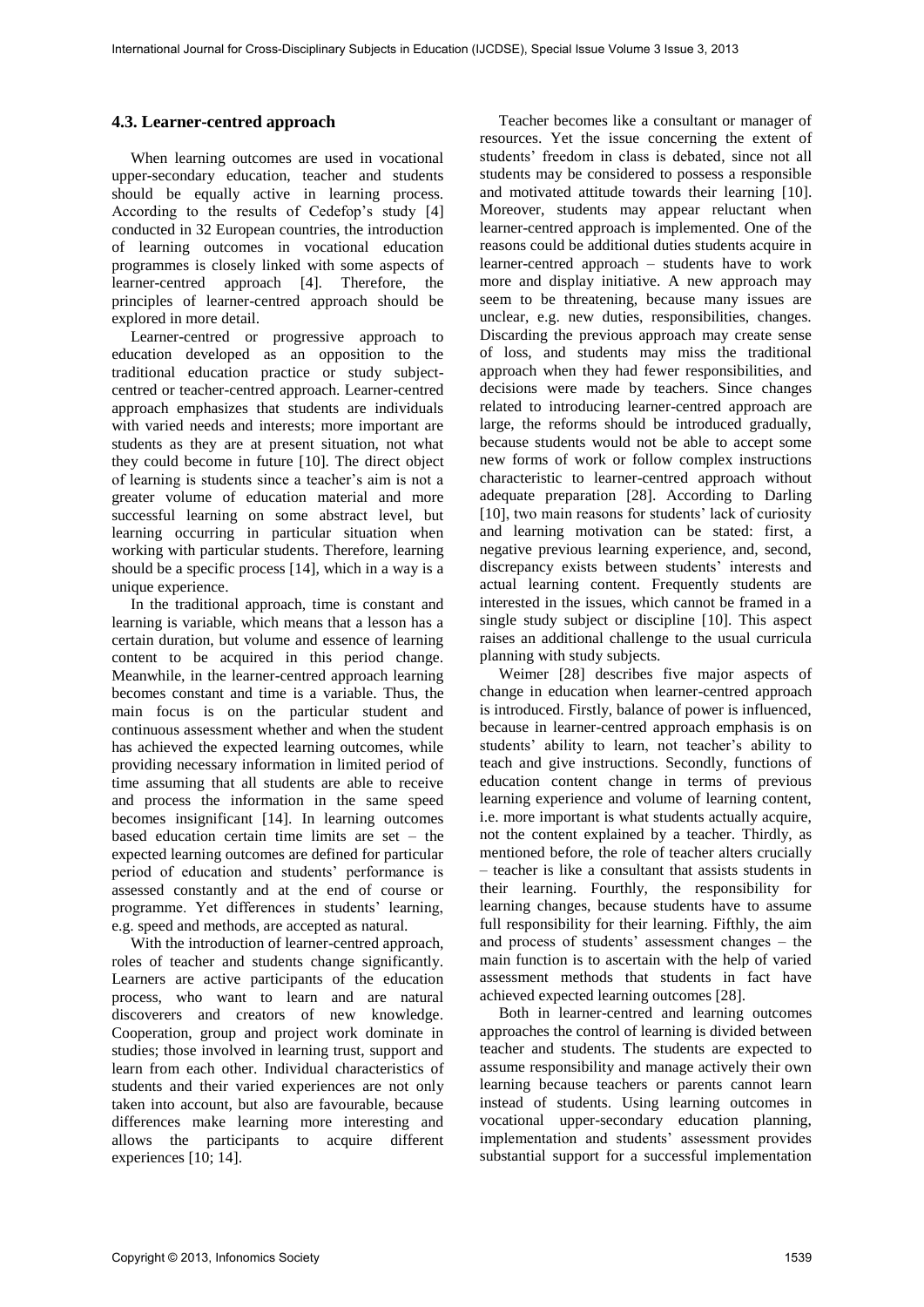### 4.3. Learner-centred approach

When learning outcomes are used in vocational upper-secondary education, teacher and students should be equally active in learning process. According to the results of Cedefop's study [4] conducted in 32 European countries, the introduction of learning outcomes in vocational education programmes is closely linked with some aspects of learner-centred approach [4]. Therefore, the principles of learner-centred approach should be explored in more detail.

Learner-centred or progressive approach to education developed as an opposition to the traditional education practice or study subject-centred or teacher-centred approach. Learner-centred approach emphasizes that students are individuals with varied needs and interests; more important are students as they are at present situation, not what they could become in future [10]. The direct object of learning is students since a teacher's aim is not a greater volume of education material and more successful learning on some abstract level, but learning occurring in particular situation when working with particular students. Therefore, learning should be a specific process [14], which in a way is a unique experience.

In the traditional approach, time is constant and learning is variable, which means that a lesson has a certain duration, but volume and essence of learning content to be acquired in this period change. Meanwhile, in the learner-centred approach learning becomes constant and time is a variable. Thus, the main focus is on the particular student and continuous assessment whether and when the student has achieved the expected learning outcomes, while providing necessary information in limited period of time assuming that all students are able to receive and process the information in the same speed becomes insignificant [14]. In learning outcomes based education certain time limits are set – the expected learning outcomes are defined for particular period of education and students' performance is assessed constantly and at the end of course or programme. Yet differences in students' learning, e.g. speed and methods, are accepted as natural.

With the introduction of learner-centred approach, roles of teacher and students change significantly. Learners are active participants of the education process, who want to learn and are natural discoverers and creators of new knowledge. Cooperation, group and project work dominate in studies; those involved in learning trust, support and learn from each other. Individual characteristics of students and their varied experiences are not only taken into account, but also are favourable, because differences make learning more interesting and allows the participants to acquire different experiences [10; 14].

Teacher becomes like a consultant or manager of resources. Yet the issue concerning the extent of students' freedom in class is debated, since not all students may be considered to possess a responsible and motivated attitude towards their learning [10]. Moreover, students may appear reluctant when learner-centred approach is implemented. One of the reasons could be additional duties students acquire in learner-centred approach – students have to work more and display initiative. A new approach may seem to be threatening, because many issues are unclear, e.g. new duties, responsibilities, changes. Discarding the previous approach may create sense of loss, and students may miss the traditional approach when they had fewer responsibilities, and decisions were made by teachers. Since changes related to introducing learner-centred approach are large, the reforms should be introduced gradually, because students would not be able to accept some new forms of work or follow complex instructions characteristic to learner-centred approach without adequate preparation [28]. According to Darling [10], two main reasons for students' lack of curiosity and learning motivation can be stated: first, a negative previous learning experience, and, second, discrepancy exists between students' interests and actual learning content. Frequently students are interested in the issues, which cannot be framed in a single study subject or discipline [10]. This aspect raises an additional challenge to the usual curricula planning with study subjects.

Weimer [28] describes five major aspects of change in education when learner-centred approach is introduced. Firstly, balance of power is influenced, because in learner-centred approach emphasis is on students' ability to learn, not teacher's ability to teach and give instructions. Secondly, functions of education content change in terms of previous learning experience and volume of learning content, i.e. more important is what students actually acquire, not the content explained by a teacher. Thirdly, as mentioned before, the role of teacher alters crucially – teacher is like a consultant that assists students in their learning. Fourthly, the responsibility for learning changes, because students have to assume full responsibility for their learning. Fifthly, the aim and process of students' assessment changes – the main function is to ascertain with the help of varied assessment methods that students in fact have achieved expected learning outcomes [28].

Both in learner-centred and learning outcomes approaches the control of learning is divided between teacher and students. The students are expected to assume responsibility and manage actively their own learning because teachers or parents cannot learn instead of students. Using learning outcomes in vocational upper-secondary education planning, implementation and students' assessment provides substantial support for a successful implementation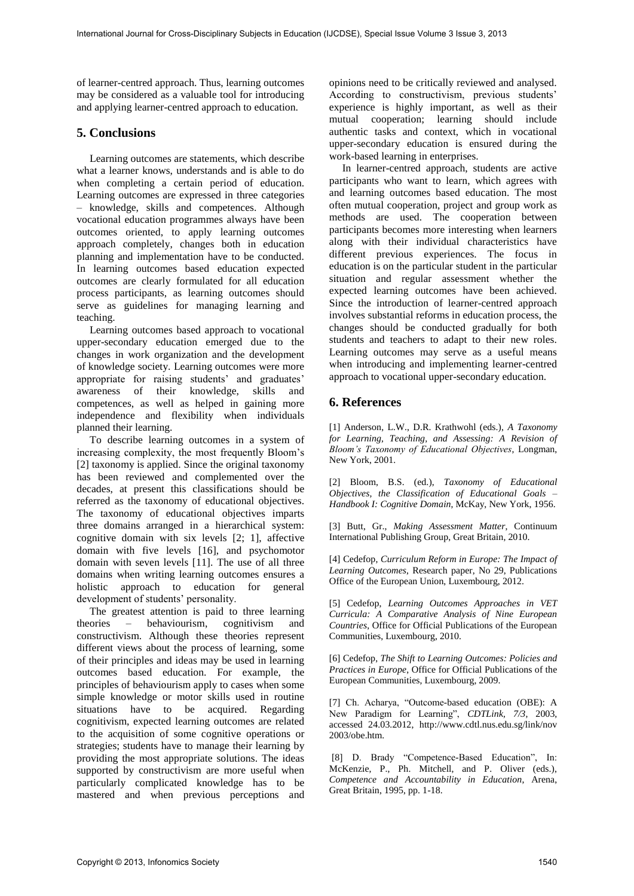of learner-centred approach. Thus, learning outcomes may be considered as a valuable tool for introducing and applying learner-centred approach to education.

## 5. Conclusions

Learning outcomes are statements, which describe what a learner knows, understands and is able to do when completing a certain period of education. Learning outcomes are expressed in three categories – knowledge, skills and competences. Although vocational education programmes always have been outcomes oriented, to apply learning outcomes approach completely, changes both in education planning and implementation have to be conducted. In learning outcomes based education expected outcomes are clearly formulated for all education process participants, as learning outcomes should serve as guidelines for managing learning and teaching.

Learning outcomes based approach to vocational upper-secondary education emerged due to the changes in work organization and the development of knowledge society. Learning outcomes were more appropriate for raising students' and graduates' awareness of their knowledge, skills and competences, as well as helped in gaining more independence and flexibility when individuals planned their learning.

To describe learning outcomes in a system of increasing complexity, the most frequently Bloom's [2] taxonomy is applied. Since the original taxonomy has been reviewed and complemented over the decades, at present this classifications should be referred as the taxonomy of educational objectives. The taxonomy of educational objectives imparts three domains arranged in a hierarchical system: cognitive domain with six levels [2; 1], affective domain with five levels [16], and psychomotor domain with seven levels [11]. The use of all three domains when writing learning outcomes ensures a holistic approach to education for general development of students' personality.

The greatest attention is paid to three learning theories – behaviourism, cognitivism and constructivism. Although these theories represent different views about the process of learning, some of their principles and ideas may be used in learning outcomes based education. For example, the principles of behaviourism apply to cases when some simple knowledge or motor skills used in routine situations have to be acquired. Regarding cognitivism, expected learning outcomes are related to the acquisition of some cognitive operations or strategies; students have to manage their learning by providing the most appropriate solutions. The ideas supported by constructivism are more useful when particularly complicated knowledge has to be mastered and when previous perceptions and opinions need to be critically reviewed and analysed. According to constructivism, previous students' experience is highly important, as well as their mutual cooperation; learning should include authentic tasks and context, which in vocational upper-secondary education is ensured during the work-based learning in enterprises.

In learner-centred approach, students are active participants who want to learn, which agrees with and learning outcomes based education. The most often mutual cooperation, project and group work as methods are used. The cooperation between participants becomes more interesting when learners along with their individual characteristics have different previous experiences. The focus in education is on the particular student in the particular situation and regular assessment whether the expected learning outcomes have been achieved. Since the introduction of learner-centred approach involves substantial reforms in education process, the changes should be conducted gradually for both students and teachers to adapt to their new roles. Learning outcomes may serve as a useful means when introducing and implementing learner-centred approach to vocational upper-secondary education.

## 6. References

[1] Anderson, L.W., D.R. Krathwohl (eds.), *A Taxonomy for Learning, Teaching, and Assessing: A Revision of Bloom's Taxonomy of Educational Objectives*, Longman, New York, 2001.

[2] Bloom, B.S. (ed.), *Taxonomy of Educational Objectives, the Classification of Educational Goals – Handbook I: Cognitive Domain*, McKay, New York, 1956.

[3] Butt, Gr., *Making Assessment Matter*, Continuum International Publishing Group, Great Britain, 2010.

[4] Cedefop, *Curriculum Reform in Europe: The Impact of Learning Outcomes*, Research paper, No 29, Publications Office of the European Union, Luxembourg, 2012.

[5] Cedefop, *Learning Outcomes Approaches in VET Curricula: A Comparative Analysis of Nine European Countries*, Office for Official Publications of the European Communities, Luxembourg, 2010.

[6] Cedefop, *The Shift to Learning Outcomes: Policies and Practices in Europe*, Office for Official Publications of the European Communities, Luxembourg, 2009.

[7] Ch. Acharya, "Outcome-based education (OBE): A New Paradigm for Learning", *CDTLink, 7/3*, 2003, accessed 24.03.2012, http://www.cdtl.nus.edu.sg/link/nov2003/obe.htm.

[8] D. Brady "Competence-Based Education", In: McKenzie, P., Ph. Mitchell, and P. Oliver (eds.), *Competence and Accountability in Education*, Arena, Great Britain, 1995, pp. 1-18.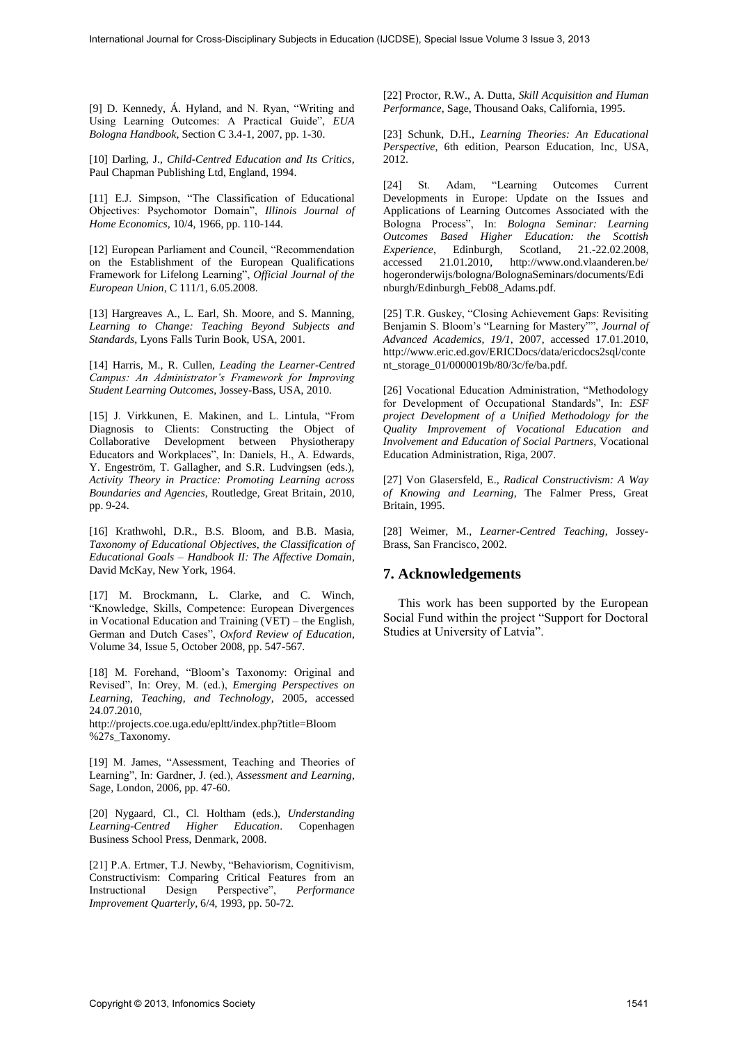[9] D. Kennedy, Á. Hyland, and N. Ryan, "Writing and Using Learning Outcomes: A Practical Guide", *EUA Bologna Handbook*, Section C 3.4-1, 2007, pp. 1-30.

[10] Darling, J., *Child-Centred Education and Its Critics*, Paul Chapman Publishing Ltd, England, 1994.

[11] E.J. Simpson, "The Classification of Educational Objectives: Psychomotor Domain", *Illinois Journal of Home Economics*, 10/4, 1966, pp. 110-144.

[12] European Parliament and Council, "Recommendation on the Establishment of the European Qualifications Framework for Lifelong Learning", *Official Journal of the European Union*, C 111/1, 6.05.2008.

[13] Hargreaves A., L. Earl, Sh. Moore, and S. Manning, *Learning to Change: Teaching Beyond Subjects and Standards*, Lyons Falls Turin Book, USA, 2001.

[14] Harris, M., R. Cullen, *Leading the Learner-Centred Campus: An Administrator's Framework for Improving Student Learning Outcomes*, Jossey-Bass, USA, 2010.

[15] J. Virkkunen, E. Makinen, and L. Lintula, "From Diagnosis to Clients: Constructing the Object of Collaborative Development between Physiotherapy Educators and Workplaces", In: Daniels, H., A. Edwards, Y. Engeström, T. Gallagher, and S.R. Ludvingsen (eds.), *Activity Theory in Practice: Promoting Learning across Boundaries and Agencies*, Routledge, Great Britain, 2010, pp. 9-24.

[16] Krathwohl, D.R., B.S. Bloom, and B.B. Masia, *Taxonomy of Educational Objectives, the Classification of Educational Goals – Handbook II: The Affective Domain*, David McKay, New York, 1964.

[17] M. Brockmann, L. Clarke, and C. Winch, "Knowledge, Skills, Competence: European Divergences in Vocational Education and Training (VET) – the English, German and Dutch Cases", *Oxford Review of Education*, Volume 34, Issue 5, October 2008, pp. 547-567.

[18] M. Forehand, "Bloom's Taxonomy: Original and Revised", In: Orey, M. (ed.), *Emerging Perspectives on Learning, Teaching, and Technology*, 2005, accessed 24.07.2010, http://projects.coe.uga.edu/epltt/index.php?title=Bloom%27s_Taxonomy.

[19] M. James, "Assessment, Teaching and Theories of Learning", In: Gardner, J. (ed.), *Assessment and Learning*, Sage, London, 2006, pp. 47-60.

[20] Nygaard, Cl., Cl. Holtham (eds.), *Understanding Learning-Centred Higher Education*. Copenhagen Business School Press, Denmark, 2008.

[21] P.A. Ertmer, T.J. Newby, "Behaviorism, Cognitivism, Constructivism: Comparing Critical Features from an Instructional Design Perspective", *Performance Improvement Quarterly*, 6/4, 1993, pp. 50-72.

[22] Proctor, R.W., A. Dutta, *Skill Acquisition and Human Performance*, Sage, Thousand Oaks, California, 1995.

[23] Schunk, D.H., *Learning Theories: An Educational Perspective*, 6th edition, Pearson Education, Inc, USA, 2012.

[24] St. Adam, "Learning Outcomes Current Developments in Europe: Update on the Issues and Applications of Learning Outcomes Associated with the Bologna Process", In: *Bologna Seminar: Learning Outcomes Based Higher Education: the Scottish Experience*, Edinburgh, Scotland, 21.-22.02.2008, accessed 21.01.2010, http://www.ond.vlaanderen.be/hogeronderwijs/bologna/BolognaSeminars/documents/Edinburgh/Edinburgh_Feb08_Adams.pdf.

[25] T.R. Guskey, "Closing Achievement Gaps: Revisiting Benjamin S. Bloom's "Learning for Mastery"", *Journal of Advanced Academics, 19/1*, 2007, accessed 17.01.2010, http://www.eric.ed.gov/ERICDocs/data/ericdocs2sql/content_storage_01/0000019b/80/3c/fe/ba.pdf.

[26] Vocational Education Administration, "Methodology for Development of Occupational Standards", In: *ESF project Development of a Unified Methodology for the Quality Improvement of Vocational Education and Involvement and Education of Social Partners*, Vocational Education Administration, Riga, 2007.

[27] Von Glasersfeld, E., *Radical Constructivism: A Way of Knowing and Learning*, The Falmer Press, Great Britain, 1995.

[28] Weimer, M., *Learner-Centred Teaching*, Jossey-Brass, San Francisco, 2002.

## 7. Acknowledgements

This work has been supported by the European Social Fund within the project "Support for Doctoral Studies at University of Latvia".